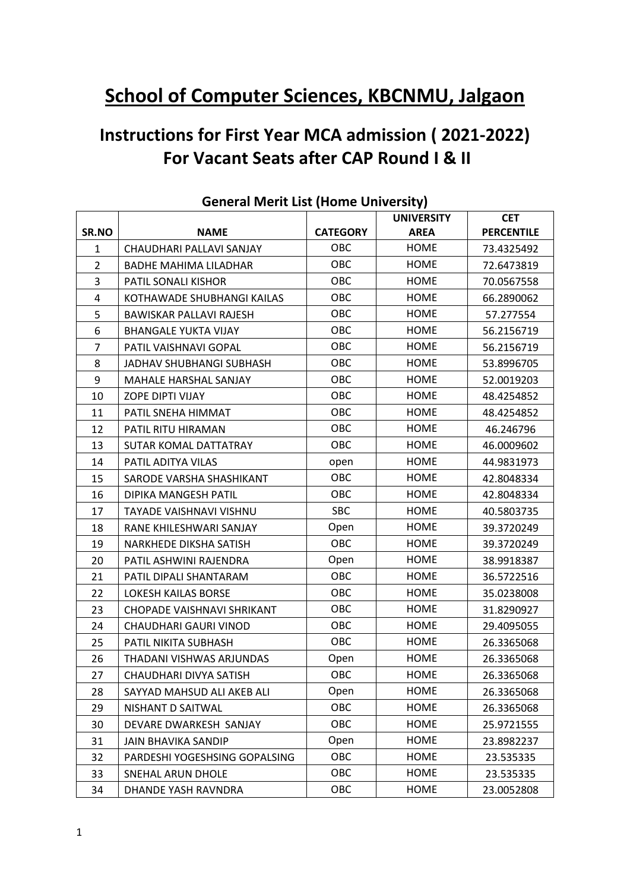# School of Computer Sciences, KBCNMU, Jalgaon

## Instructions for First Year MCA admission ( 2021-2022) For Vacant Seats after CAP Round I & II

### General Merit List (Home University)

| SR.NO | NAME | CATEGORY | UNIVERSITY AREA | CET PERCENTILE |
|---|---|---|---|---|
| 1 | CHAUDHARI PALLAVI SANJAY | OBC | HOME | 73.4325492 |
| 2 | BADHE MAHIMA LILADHAR | OBC | HOME | 72.6473819 |
| 3 | PATIL SONALI KISHOR | OBC | HOME | 70.0567558 |
| 4 | KOTHAWADE SHUBHANGI KAILAS | OBC | HOME | 66.2890062 |
| 5 | BAWISKAR PALLAVI RAJESH | OBC | HOME | 57.277554 |
| 6 | BHANGALE YUKTA VIJAY | OBC | HOME | 56.2156719 |
| 7 | PATIL VAISHNAVI GOPAL | OBC | HOME | 56.2156719 |
| 8 | JADHAV SHUBHANGI SUBHASH | OBC | HOME | 53.8996705 |
| 9 | MAHALE HARSHAL SANJAY | OBC | HOME | 52.0019203 |
| 10 | ZOPE DIPTI VIJAY | OBC | HOME | 48.4254852 |
| 11 | PATIL SNEHA HIMMAT | OBC | HOME | 48.4254852 |
| 12 | PATIL RITU HIRAMAN | OBC | HOME | 46.246796 |
| 13 | SUTAR KOMAL DATTATRAY | OBC | HOME | 46.0009602 |
| 14 | PATIL ADITYA VILAS | open | HOME | 44.9831973 |
| 15 | SARODE VARSHA SHASHIKANT | OBC | HOME | 42.8048334 |
| 16 | DIPIKA MANGESH PATIL | OBC | HOME | 42.8048334 |
| 17 | TAYADE VAISHNAVI VISHNU | SBC | HOME | 40.5803735 |
| 18 | RANE KHILESHWARI SANJAY | Open | HOME | 39.3720249 |
| 19 | NARKHEDE DIKSHA SATISH | OBC | HOME | 39.3720249 |
| 20 | PATIL ASHWINI RAJENDRA | Open | HOME | 38.9918387 |
| 21 | PATIL DIPALI SHANTARAM | OBC | HOME | 36.5722516 |
| 22 | LOKESH KAILAS BORSE | OBC | HOME | 35.0238008 |
| 23 | CHOPADE VAISHNAVI SHRIKANT | OBC | HOME | 31.8290927 |
| 24 | CHAUDHARI GAURI VINOD | OBC | HOME | 29.4095055 |
| 25 | PATIL NIKITA SUBHASH | OBC | HOME | 26.3365068 |
| 26 | THADANI VISHWAS ARJUNDAS | Open | HOME | 26.3365068 |
| 27 | CHAUDHARI DIVYA SATISH | OBC | HOME | 26.3365068 |
| 28 | SAYYAD MAHSUD ALI AKEB ALI | Open | HOME | 26.3365068 |
| 29 | NISHANT D SAITWAL | OBC | HOME | 26.3365068 |
| 30 | DEVARE DWARKESH SANJAY | OBC | HOME | 25.9721555 |
| 31 | JAIN BHAVIKA SANDIP | Open | HOME | 23.8982237 |
| 32 | PARDESHI YOGESHSING GOPALSING | OBC | HOME | 23.535335 |
| 33 | SNEHAL ARUN DHOLE | OBC | HOME | 23.535335 |
| 34 | DHANDE YASH RAVNDRA | OBC | HOME | 23.0052808 |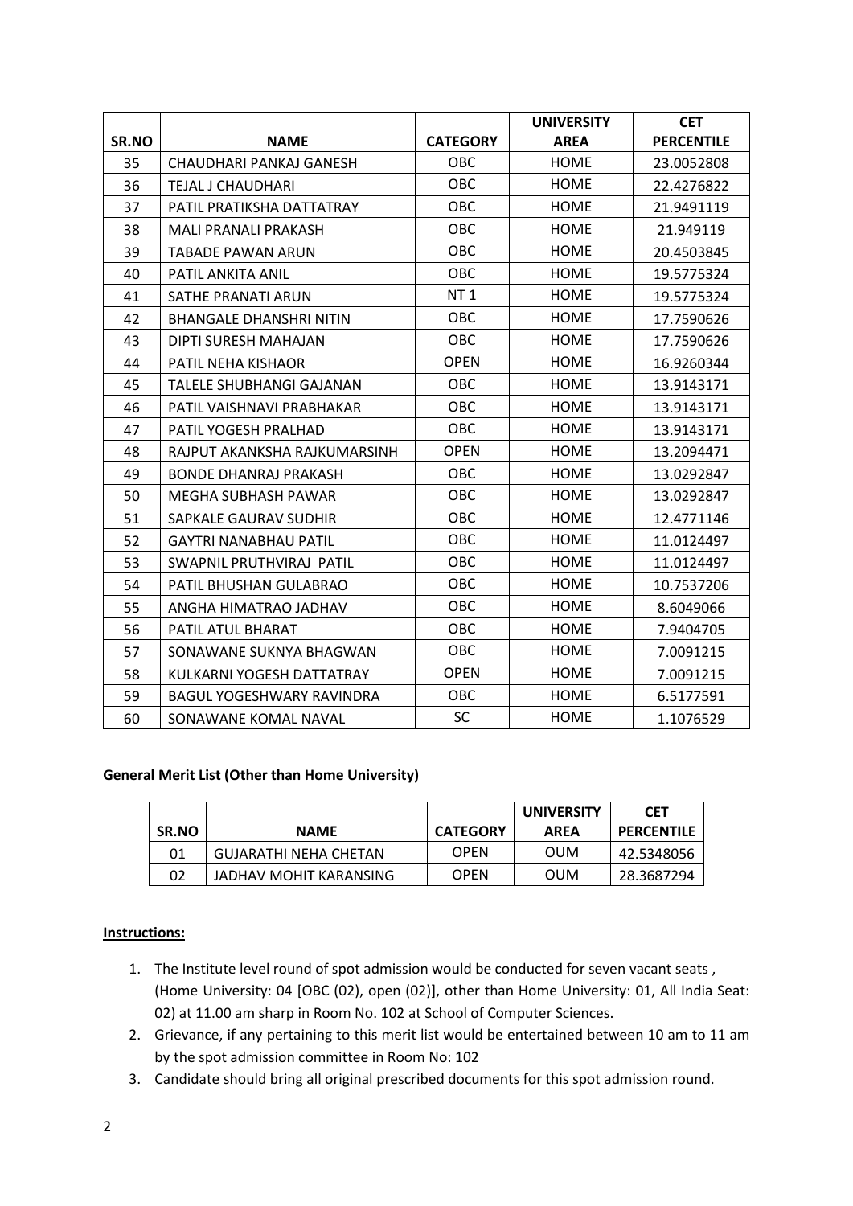| SR.NO | NAME | CATEGORY | UNIVERSITY AREA | CET PERCENTILE |
|---|---|---|---|---|
| 35 | CHAUDHARI PANKAJ GANESH | OBC | HOME | 23.0052808 |
| 36 | TEJAL J CHAUDHARI | OBC | HOME | 22.4276822 |
| 37 | PATIL PRATIKSHA DATTATRAY | OBC | HOME | 21.9491119 |
| 38 | MALI PRANALI PRAKASH | OBC | HOME | 21.949119 |
| 39 | TABADE PAWAN ARUN | OBC | HOME | 20.4503845 |
| 40 | PATIL ANKITA ANIL | OBC | HOME | 19.5775324 |
| 41 | SATHE PRANATI ARUN | NT 1 | HOME | 19.5775324 |
| 42 | BHANGALE DHANSHRI NITIN | OBC | HOME | 17.7590626 |
| 43 | DIPTI SURESH MAHAJAN | OBC | HOME | 17.7590626 |
| 44 | PATIL NEHA KISHAOR | OPEN | HOME | 16.9260344 |
| 45 | TALELE SHUBHANGI GAJANAN | OBC | HOME | 13.9143171 |
| 46 | PATIL VAISHNAVI PRABHAKAR | OBC | HOME | 13.9143171 |
| 47 | PATIL YOGESH PRALHAD | OBC | HOME | 13.9143171 |
| 48 | RAJPUT AKANKSHA RAJKUMARSINH | OPEN | HOME | 13.2094471 |
| 49 | BONDE DHANRAJ PRAKASH | OBC | HOME | 13.0292847 |
| 50 | MEGHA SUBHASH PAWAR | OBC | HOME | 13.0292847 |
| 51 | SAPKALE GAURAV SUDHIR | OBC | HOME | 12.4771146 |
| 52 | GAYTRI NANABHAU PATIL | OBC | HOME | 11.0124497 |
| 53 | SWAPNIL PRUTHVIRAJ PATIL | OBC | HOME | 11.0124497 |
| 54 | PATIL BHUSHAN GULABRAO | OBC | HOME | 10.7537206 |
| 55 | ANGHA HIMATRAO JADHAV | OBC | HOME | 8.6049066 |
| 56 | PATIL ATUL BHARAT | OBC | HOME | 7.9404705 |
| 57 | SONAWANE SUKNYA BHAGWAN | OBC | HOME | 7.0091215 |
| 58 | KULKARNI YOGESH DATTATRAY | OPEN | HOME | 7.0091215 |
| 59 | BAGUL YOGESHWARY RAVINDRA | OBC | HOME | 6.5177591 |
| 60 | SONAWANE KOMAL NAVAL | SC | HOME | 1.1076529 |

**General Merit List (Other than Home University)**

| SR.NO | NAME | CATEGORY | UNIVERSITY AREA | CET PERCENTILE |
|---|---|---|---|---|
| 01 | GUJARATHI NEHA CHETAN | OPEN | OUM | 42.5348056 |
| 02 | JADHAV MOHIT KARANSING | OPEN | OUM | 28.3687294 |

**Instructions:**

1. The Institute level round of spot admission would be conducted for seven vacant seats , (Home University: 04 [OBC (02), open (02)], other than Home University: 01, All India Seat: 02) at 11.00 am sharp in Room No. 102 at School of Computer Sciences.
2. Grievance, if any pertaining to this merit list would be entertained between 10 am to 11 am by the spot admission committee in Room No: 102
3. Candidate should bring all original prescribed documents for this spot admission round.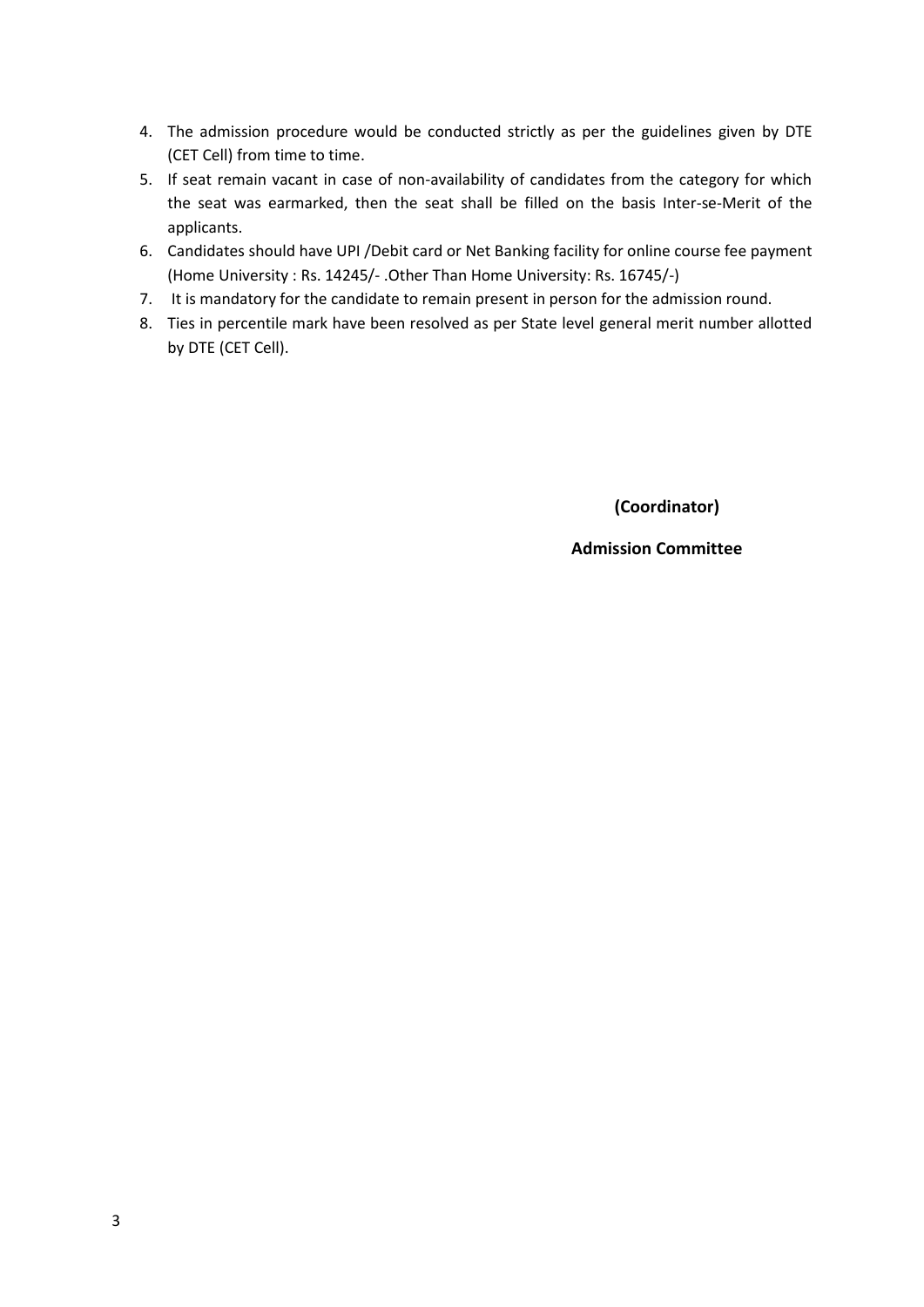4. The admission procedure would be conducted strictly as per the guidelines given by DTE (CET Cell) from time to time.
5. If seat remain vacant in case of non-availability of candidates from the category for which the seat was earmarked, then the seat shall be filled on the basis Inter-se-Merit of the applicants.
6. Candidates should have UPI /Debit card or Net Banking facility for online course fee payment (Home University : Rs. 14245/- .Other Than Home University: Rs. 16745/-)
7. It is mandatory for the candidate to remain present in person for the admission round.
8. Ties in percentile mark have been resolved as per State level general merit number allotted by DTE (CET Cell).

**(Coordinator)**

**Admission Committee**